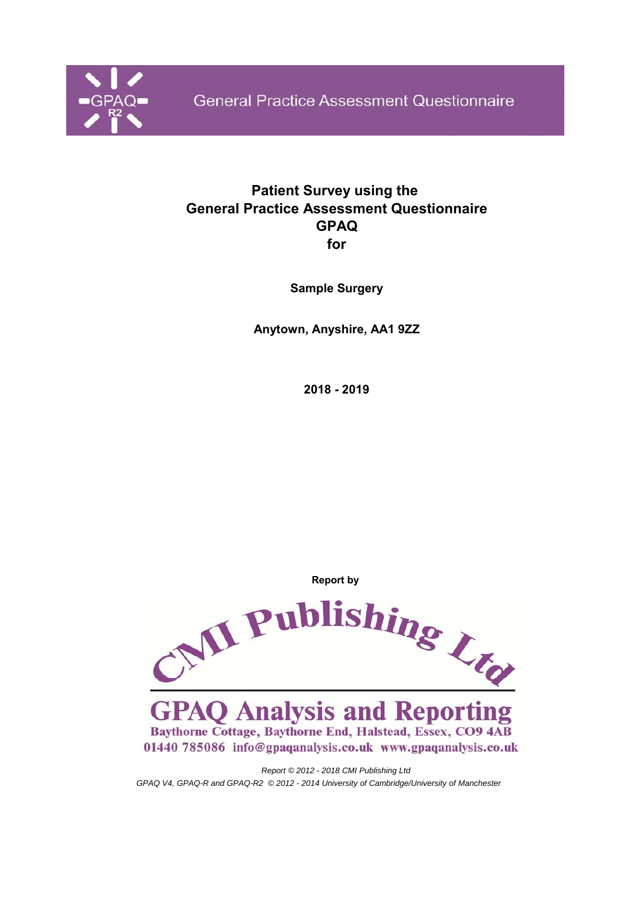GPAQ R2

General Practice Assessment Questionnaire

# Patient Survey using the General Practice Assessment Questionnaire GPAQ for

**Sample Surgery**

**Anytown, Anyshire, AA1 9ZZ**

**2018 - 2019**

**Report by**

CMI Publishing Ltd

GPAQ Analysis and Reporting

Baythorne Cottage, Baythorne End, Halstead, Essex, CO9 4AB

01440 785086 info@gpaqanalysis.co.uk www.gpaqanalysis.co.uk

*Report © 2012 - 2018 CMI Publishing Ltd*

*GPAQ V4, GPAQ-R and GPAQ-R2 © 2012 - 2014 University of Cambridge/University of Manchester*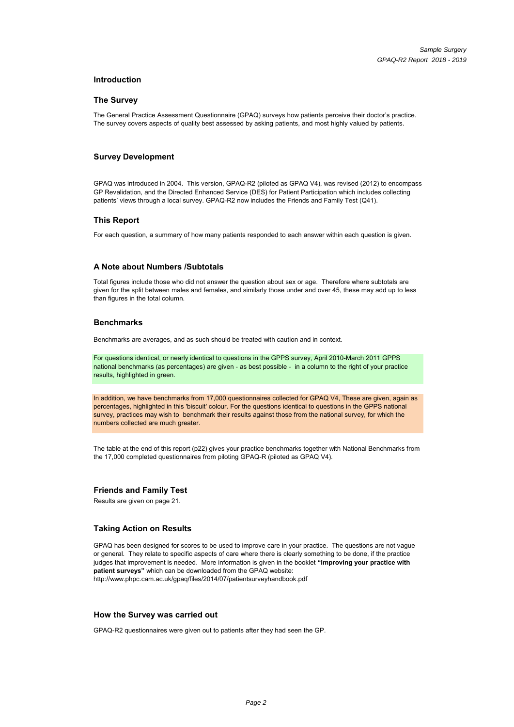## Introduction

### The Survey

The General Practice Assessment Questionnaire (GPAQ) surveys how patients perceive their doctor's practice. The survey covers aspects of quality best assessed by asking patients, and most highly valued by patients.

### Survey Development

GPAQ was introduced in 2004. This version, GPAQ-R2 (piloted as GPAQ V4), was revised (2012) to encompass GP Revalidation, and the Directed Enhanced Service (DES) for Patient Participation which includes collecting patients' views through a local survey. GPAQ-R2 now includes the Friends and Family Test (Q41).

### This Report

For each question, a summary of how many patients responded to each answer within each question is given.

### A Note about Numbers /Subtotals

Total figures include those who did not answer the question about sex or age. Therefore where subtotals are given for the split between males and females, and similarly those under and over 45, these may add up to less than figures in the total column.

### Benchmarks

Benchmarks are averages, and as such should be treated with caution and in context.

For questions identical, or nearly identical to questions in the GPPS survey, April 2010-March 2011 GPPS national benchmarks (as percentages) are given - as best possible - in a column to the right of your practice results, highlighted in green.

In addition, we have benchmarks from 17,000 questionnaires collected for GPAQ V4, These are given, again as percentages, highlighted in this 'biscuit' colour. For the questions identical to questions in the GPPS national survey, practices may wish to benchmark their results against those from the national survey, for which the numbers collected are much greater.

The table at the end of this report (p22) gives your practice benchmarks together with National Benchmarks from the 17,000 completed questionnaires from piloting GPAQ-R (piloted as GPAQ V4).

### Friends and Family Test

Results are given on page 21.

### Taking Action on Results

GPAQ has been designed for scores to be used to improve care in your practice. The questions are not vague or general. They relate to specific aspects of care where there is clearly something to be done, if the practice judges that improvement is needed. More information is given in the booklet **"Improving your practice with patient surveys"** which can be downloaded from the GPAQ website:
http://www.phpc.cam.ac.uk/gpaq/files/2014/07/patientsurveyhandbook.pdf

### How the Survey was carried out

GPAQ-R2 questionnaires were given out to patients after they had seen the GP.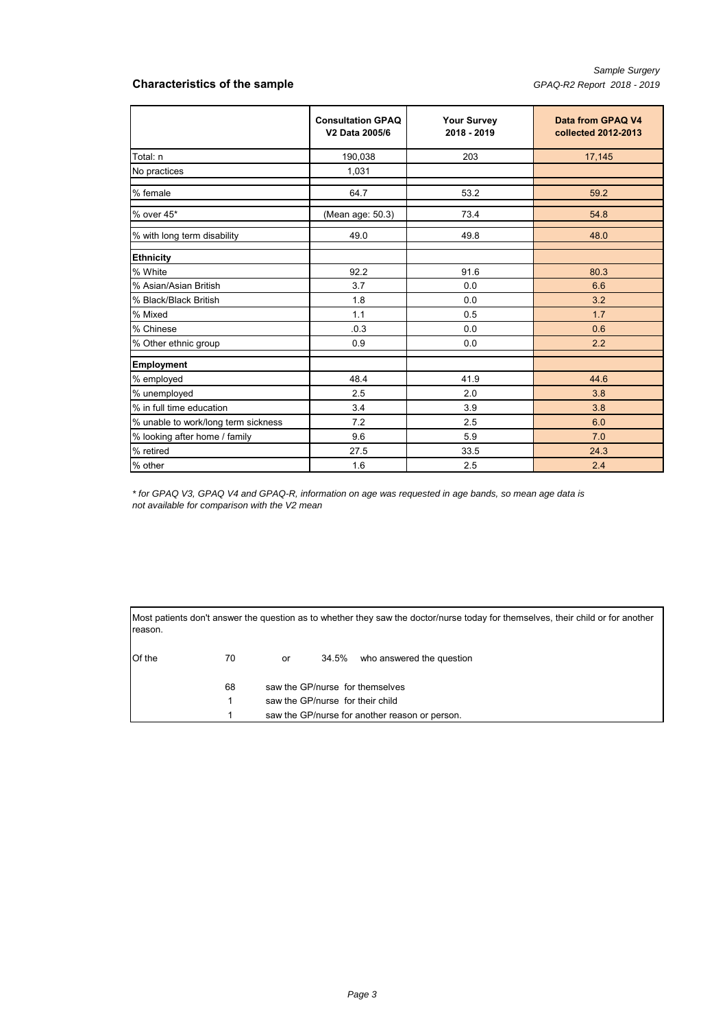## Characteristics of the sample

| | Consultation GPAQ V2 Data 2005/6 | Your Survey 2018 - 2019 | Data from GPAQ V4 collected 2012-2013 |
|---|---|---|---|
| Total: n | 190,038 | 203 | 17,145 |
| No practices | 1,031 | | |
| % female | 64.7 | 53.2 | 59.2 |
| % over 45* | (Mean age: 50.3) | 73.4 | 54.8 |
| % with long term disability | 49.0 | 49.8 | 48.0 |
| **Ethnicity** | | | |
| % White | 92.2 | 91.6 | 80.3 |
| % Asian/Asian British | 3.7 | 0.0 | 6.6 |
| % Black/Black British | 1.8 | 0.0 | 3.2 |
| % Mixed | 1.1 | 0.5 | 1.7 |
| % Chinese | .0.3 | 0.0 | 0.6 |
| % Other ethnic group | 0.9 | 0.0 | 2.2 |
| **Employment** | | | |
| % employed | 48.4 | 41.9 | 44.6 |
| % unemployed | 2.5 | 2.0 | 3.8 |
| % in full time education | 3.4 | 3.9 | 3.8 |
| % unable to work/long term sickness | 7.2 | 2.5 | 6.0 |
| % looking after home / family | 9.6 | 5.9 | 7.0 |
| % retired | 27.5 | 33.5 | 24.3 |
| % other | 1.6 | 2.5 | 2.4 |

*\* for GPAQ V3, GPAQ V4 and GPAQ-R, information on age was requested in age bands, so mean age data is not available for comparison with the V2 mean*

Most patients don't answer the question as to whether they saw the doctor/nurse today for themselves, their child or for another reason.

Of the 70 or 34.5% who answered the question

- 68 saw the GP/nurse for themselves
- 1 saw the GP/nurse for their child
- 1 saw the GP/nurse for another reason or person.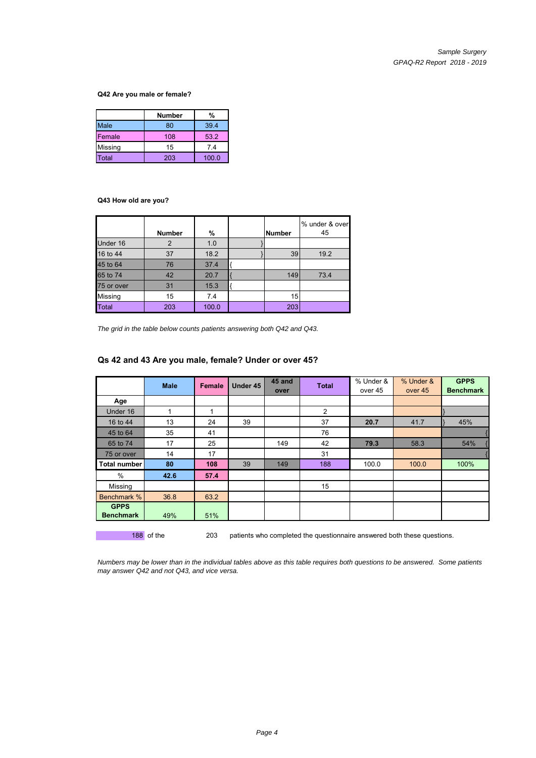**Q42 Are you male or female?**

| | Number | % |
|---|---|---|
| Male | 80 | 39.4 |
| Female | 108 | 53.2 |
| Missing | 15 | 7.4 |
| Total | 203 | 100.0 |

**Q43 How old are you?**

| | Number | % | | Number | % under & over 45 |
|---|---|---|---|---|---|
| Under 16 | 2 | 1.0 | } | | |
| 16 to 44 | 37 | 18.2 | } | 39 | 19.2 |
| 45 to 64 | 76 | 37.4 | { | | |
| 65 to 74 | 42 | 20.7 | { | 149 | 73.4 |
| 75 or over | 31 | 15.3 | { | | |
| Missing | 15 | 7.4 | | 15 | |
| Total | 203 | 100.0 | | 203 | |

*The grid in the table below counts patients answering both Q42 and Q43.*

## Qs 42 and 43 Are you male, female? Under or over 45?

| | Male | Female | Under 45 | 45 and over | Total | % Under & over 45 | % Under & over 45 | GPPS Benchmark |
|---|---|---|---|---|---|---|---|---|
| **Age** | | | | | | | | |
| Under 16 | 1 | 1 | | | 2 | | | } |
| 16 to 44 | 13 | 24 | 39 | | 37 | **20.7** | 41.7 | } 45% |
| 45 to 64 | 35 | 41 | | | 76 | | | { |
| 65 to 74 | 17 | 25 | | 149 | 42 | **79.3** | 58.3 | 54% { |
| 75 or over | 14 | 17 | | | 31 | | | { |
| **Total number** | **80** | **108** | 39 | 149 | 188 | 100.0 | 100.0 | 100% |
| % | **42.6** | **57.4** | | | | | | |
| Missing | | | | | 15 | | | |
| Benchmark % | 36.8 | 63.2 | | | | | | |
| **GPPS Benchmark** | 49% | 51% | | | | | | |

188 of the 203 patients who completed the questionnaire answered both these questions.

*Numbers may be lower than in the individual tables above as this table requires both questions to be answered. Some patients may answer Q42 and not Q43, and vice versa.*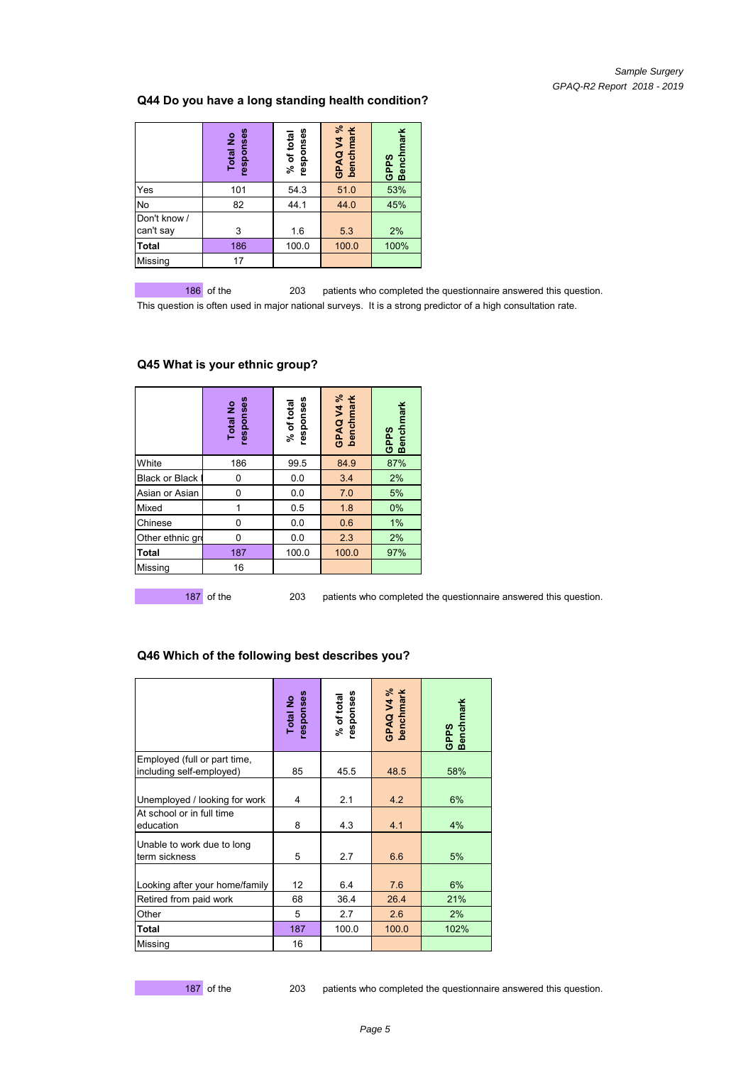## Q44 Do you have a long standing health condition?

| | Total No responses | % of total responses | GPAQ V4 % benchmark | GPPS Benchmark |
|---|---|---|---|---|
| Yes | 101 | 54.3 | 51.0 | 53% |
| No | 82 | 44.1 | 44.0 | 45% |
| Don't know / can't say | 3 | 1.6 | 5.3 | 2% |
| **Total** | 186 | 100.0 | 100.0 | 100% |
| Missing | 17 | | | |

186 of the 203 patients who completed the questionnaire answered this question.

This question is often used in major national surveys. It is a strong predictor of a high consultation rate.

## Q45 What is your ethnic group?

| | Total No responses | % of total responses | GPAQ V4 % benchmark | GPPS Benchmark |
|---|---|---|---|---|
| White | 186 | 99.5 | 84.9 | 87% |
| Black or Black | 0 | 0.0 | 3.4 | 2% |
| Asian or Asian | 0 | 0.0 | 7.0 | 5% |
| Mixed | 1 | 0.5 | 1.8 | 0% |
| Chinese | 0 | 0.0 | 0.6 | 1% |
| Other ethnic gr | 0 | 0.0 | 2.3 | 2% |
| **Total** | 187 | 100.0 | 100.0 | 97% |
| Missing | 16 | | | |

187 of the 203 patients who completed the questionnaire answered this question.

## Q46 Which of the following best describes you?

| | Total No responses | % of total responses | GPAQ V4 % benchmark | GPPS Benchmark |
|---|---|---|---|---|
| Employed (full or part time, including self-employed) | 85 | 45.5 | 48.5 | 58% |
| Unemployed / looking for work | 4 | 2.1 | 4.2 | 6% |
| At school or in full time education | 8 | 4.3 | 4.1 | 4% |
| Unable to work due to long term sickness | 5 | 2.7 | 6.6 | 5% |
| Looking after your home/family | 12 | 6.4 | 7.6 | 6% |
| Retired from paid work | 68 | 36.4 | 26.4 | 21% |
| Other | 5 | 2.7 | 2.6 | 2% |
| **Total** | 187 | 100.0 | 100.0 | 102% |
| Missing | 16 | | | |

187 of the 203 patients who completed the questionnaire answered this question.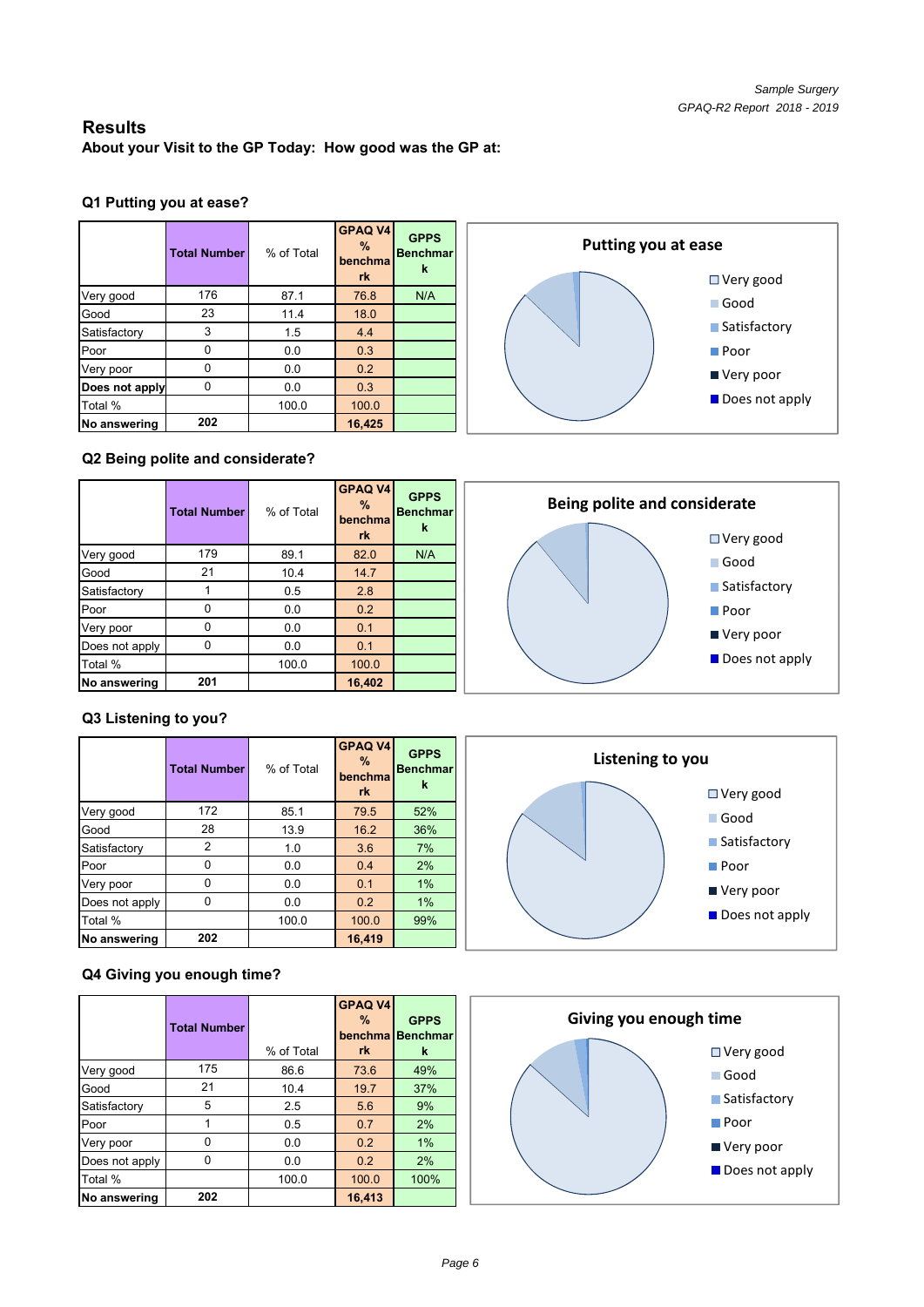## Results

**About your Visit to the GP Today: How good was the GP at:**

### Q1 Putting you at ease?

| | Total Number | % of Total | GPAQ V4 % benchmark | GPPS Benchmark |
|---|---|---|---|---|
| Very good | 176 | 87.1 | 76.8 | N/A |
| Good | 23 | 11.4 | 18.0 | |
| Satisfactory | 3 | 1.5 | 4.4 | |
| Poor | 0 | 0.0 | 0.3 | |
| Very poor | 0 | 0.0 | 0.2 | |
| **Does not apply** | 0 | 0.0 | 0.3 | |
| Total % | | 100.0 | 100.0 | |
| **No answering** | **202** | | **16,425** | |

Putting you at ease

- Very good
- Good
- Satisfactory
- Poor
- Very poor
- Does not apply

### Q2 Being polite and considerate?

| | Total Number | % of Total | GPAQ V4 % benchmark | GPPS Benchmark |
|---|---|---|---|---|
| Very good | 179 | 89.1 | 82.0 | N/A |
| Good | 21 | 10.4 | 14.7 | |
| Satisfactory | 1 | 0.5 | 2.8 | |
| Poor | 0 | 0.0 | 0.2 | |
| Very poor | 0 | 0.0 | 0.1 | |
| Does not apply | 0 | 0.0 | 0.1 | |
| Total % | | 100.0 | 100.0 | |
| **No answering** | **201** | | **16,402** | |

Being polite and considerate

- Very good
- Good
- Satisfactory
- Poor
- Very poor
- Does not apply

### Q3 Listening to you?

| | Total Number | % of Total | GPAQ V4 % benchmark | GPPS Benchmark |
|---|---|---|---|---|
| Very good | 172 | 85.1 | 79.5 | 52% |
| Good | 28 | 13.9 | 16.2 | 36% |
| Satisfactory | 2 | 1.0 | 3.6 | 7% |
| Poor | 0 | 0.0 | 0.4 | 2% |
| Very poor | 0 | 0.0 | 0.1 | 1% |
| Does not apply | 0 | 0.0 | 0.2 | 1% |
| Total % | | 100.0 | 100.0 | 99% |
| **No answering** | **202** | | **16,419** | |

Listening to you

- Very good
- Good
- Satisfactory
- Poor
- Very poor
- Does not apply

### Q4 Giving you enough time?

| | Total Number | % of Total | GPAQ V4 % benchmark | GPPS Benchmark |
|---|---|---|---|---|
| Very good | 175 | 86.6 | 73.6 | 49% |
| Good | 21 | 10.4 | 19.7 | 37% |
| Satisfactory | 5 | 2.5 | 5.6 | 9% |
| Poor | 1 | 0.5 | 0.7 | 2% |
| Very poor | 0 | 0.0 | 0.2 | 1% |
| Does not apply | 0 | 0.0 | 0.2 | 2% |
| Total % | | 100.0 | 100.0 | 100% |
| **No answering** | **202** | | **16,413** | |

Giving you enough time

- Very good
- Good
- Satisfactory
- Poor
- Very poor
- Does not apply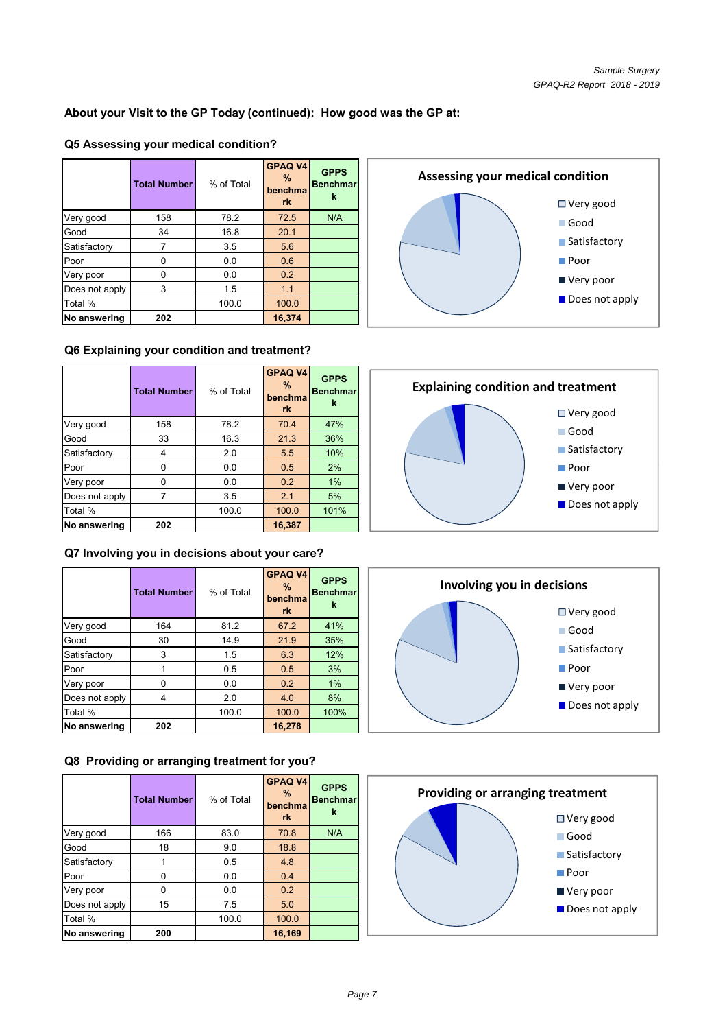## About your Visit to the GP Today (continued): How good was the GP at:

### Q5 Assessing your medical condition?

| | Total Number | % of Total | GPAQ V4 % benchmark | GPPS Benchmark |
|---|---|---|---|---|
| Very good | 158 | 78.2 | 72.5 | N/A |
| Good | 34 | 16.8 | 20.1 | |
| Satisfactory | 7 | 3.5 | 5.6 | |
| Poor | 0 | 0.0 | 0.6 | |
| Very poor | 0 | 0.0 | 0.2 | |
| Does not apply | 3 | 1.5 | 1.1 | |
| Total % | | 100.0 | 100.0 | |
| **No answering** | **202** | | **16,374** | |

Assessing your medical condition

- Very good
- Good
- Satisfactory
- Poor
- Very poor
- Does not apply

### Q6 Explaining your condition and treatment?

| | Total Number | % of Total | GPAQ V4 % benchmark | GPPS Benchmark |
|---|---|---|---|---|
| Very good | 158 | 78.2 | 70.4 | 47% |
| Good | 33 | 16.3 | 21.3 | 36% |
| Satisfactory | 4 | 2.0 | 5.5 | 10% |
| Poor | 0 | 0.0 | 0.5 | 2% |
| Very poor | 0 | 0.0 | 0.2 | 1% |
| Does not apply | 7 | 3.5 | 2.1 | 5% |
| Total % | | 100.0 | 100.0 | 101% |
| **No answering** | **202** | | **16,387** | |

Explaining condition and treatment

- Very good
- Good
- Satisfactory
- Poor
- Very poor
- Does not apply

### Q7 Involving you in decisions about your care?

| | Total Number | % of Total | GPAQ V4 % benchmark | GPPS Benchmark |
|---|---|---|---|---|
| Very good | 164 | 81.2 | 67.2 | 41% |
| Good | 30 | 14.9 | 21.9 | 35% |
| Satisfactory | 3 | 1.5 | 6.3 | 12% |
| Poor | 1 | 0.5 | 0.5 | 3% |
| Very poor | 0 | 0.0 | 0.2 | 1% |
| Does not apply | 4 | 2.0 | 4.0 | 8% |
| Total % | | 100.0 | 100.0 | 100% |
| **No answering** | **202** | | **16,278** | |

Involving you in decisions

- Very good
- Good
- Satisfactory
- Poor
- Very poor
- Does not apply

### Q8 Providing or arranging treatment for you?

| | Total Number | % of Total | GPAQ V4 % benchmark | GPPS Benchmark |
|---|---|---|---|---|
| Very good | 166 | 83.0 | 70.8 | N/A |
| Good | 18 | 9.0 | 18.8 | |
| Satisfactory | 1 | 0.5 | 4.8 | |
| Poor | 0 | 0.0 | 0.4 | |
| Very poor | 0 | 0.0 | 0.2 | |
| Does not apply | 15 | 7.5 | 5.0 | |
| Total % | | 100.0 | 100.0 | |
| **No answering** | **200** | | **16,169** | |

Providing or arranging treatment

- Very good
- Good
- Satisfactory
- Poor
- Very poor
- Does not apply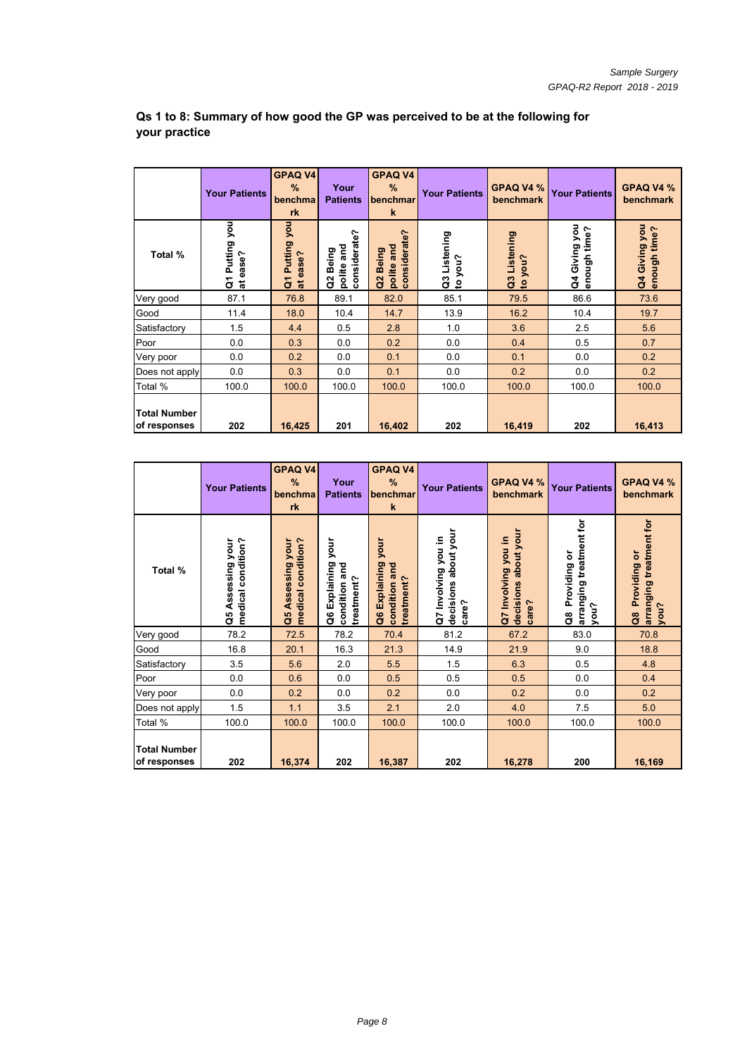## Qs 1 to 8: Summary of how good the GP was perceived to be at the following for your practice

| | Your Patients | GPAQ V4 % benchmark | Your Patients | GPAQ V4 % benchmark | Your Patients | GPAQ V4 % benchmark | Your Patients | GPAQ V4 % benchmark |
|---|---|---|---|---|---|---|---|---|
| Total % | Q1 Putting you at ease? | Q1 Putting you at ease? | Q2 Being polite and considerate? | Q2 Being polite and considerate? | Q3 Listening to you? | Q3 Listening to you? | Q4 Giving you enough time? | Q4 Giving you enough time? |
| Very good | 87.1 | 76.8 | 89.1 | 82.0 | 85.1 | 79.5 | 86.6 | 73.6 |
| Good | 11.4 | 18.0 | 10.4 | 14.7 | 13.9 | 16.2 | 10.4 | 19.7 |
| Satisfactory | 1.5 | 4.4 | 0.5 | 2.8 | 1.0 | 3.6 | 2.5 | 5.6 |
| Poor | 0.0 | 0.3 | 0.0 | 0.2 | 0.0 | 0.4 | 0.5 | 0.7 |
| Very poor | 0.0 | 0.2 | 0.0 | 0.1 | 0.0 | 0.1 | 0.0 | 0.2 |
| Does not apply | 0.0 | 0.3 | 0.0 | 0.1 | 0.0 | 0.2 | 0.0 | 0.2 |
| Total % | 100.0 | 100.0 | 100.0 | 100.0 | 100.0 | 100.0 | 100.0 | 100.0 |
| **Total Number of responses** | **202** | **16,425** | **201** | **16,402** | **202** | **16,419** | **202** | **16,413** |

| | Your Patients | GPAQ V4 % benchmark | Your Patients | GPAQ V4 % benchmark | Your Patients | GPAQ V4 % benchmark | Your Patients | GPAQ V4 % benchmark |
|---|---|---|---|---|---|---|---|---|
| Total % | Q5 Assessing your medical condition? | Q5 Assessing your medical condition? | Q6 Explaining your condition and treatment? | Q6 Explaining your condition and treatment? | Q7 Involving you in decisions about your care? | Q7 Involving you in decisions about your care? | Q8 Providing or arranging treatment for you? | Q8 Providing or arranging treatment for you? |
| Very good | 78.2 | 72.5 | 78.2 | 70.4 | 81.2 | 67.2 | 83.0 | 70.8 |
| Good | 16.8 | 20.1 | 16.3 | 21.3 | 14.9 | 21.9 | 9.0 | 18.8 |
| Satisfactory | 3.5 | 5.6 | 2.0 | 5.5 | 1.5 | 6.3 | 0.5 | 4.8 |
| Poor | 0.0 | 0.6 | 0.0 | 0.5 | 0.5 | 0.5 | 0.0 | 0.4 |
| Very poor | 0.0 | 0.2 | 0.0 | 0.2 | 0.0 | 0.2 | 0.0 | 0.2 |
| Does not apply | 1.5 | 1.1 | 3.5 | 2.1 | 2.0 | 4.0 | 7.5 | 5.0 |
| Total % | 100.0 | 100.0 | 100.0 | 100.0 | 100.0 | 100.0 | 100.0 | 100.0 |
| **Total Number of responses** | **202** | **16,374** | **202** | **16,387** | **202** | **16,278** | **200** | **16,169** |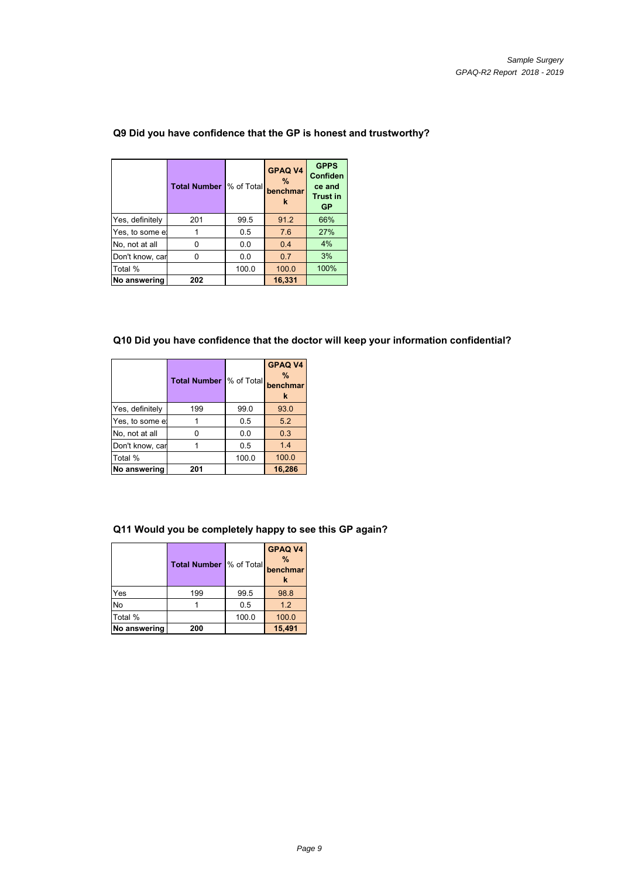### Q9 Did you have confidence that the GP is honest and trustworthy?

| | Total Number | % of Total | GPAQ V4 % benchmark | GPPS Confidence and Trust in GP |
|---|---|---|---|---|
| Yes, definitely | 201 | 99.5 | 91.2 | 66% |
| Yes, to some e | 1 | 0.5 | 7.6 | 27% |
| No, not at all | 0 | 0.0 | 0.4 | 4% |
| Don't know, car | 0 | 0.0 | 0.7 | 3% |
| Total % | | 100.0 | 100.0 | 100% |
| **No answering** | **202** | | **16,331** | |

### Q10 Did you have confidence that the doctor will keep your information confidential?

| | Total Number | % of Total | GPAQ V4 % benchmark |
|---|---|---|---|
| Yes, definitely | 199 | 99.0 | 93.0 |
| Yes, to some e | 1 | 0.5 | 5.2 |
| No, not at all | 0 | 0.0 | 0.3 |
| Don't know, car | 1 | 0.5 | 1.4 |
| Total % | | 100.0 | 100.0 |
| **No answering** | **201** | | **16,286** |

### Q11 Would you be completely happy to see this GP again?

| | Total Number | % of Total | GPAQ V4 % benchmark |
|---|---|---|---|
| Yes | 199 | 99.5 | 98.8 |
| No | 1 | 0.5 | 1.2 |
| Total % | | 100.0 | 100.0 |
| **No answering** | **200** | | **15,491** |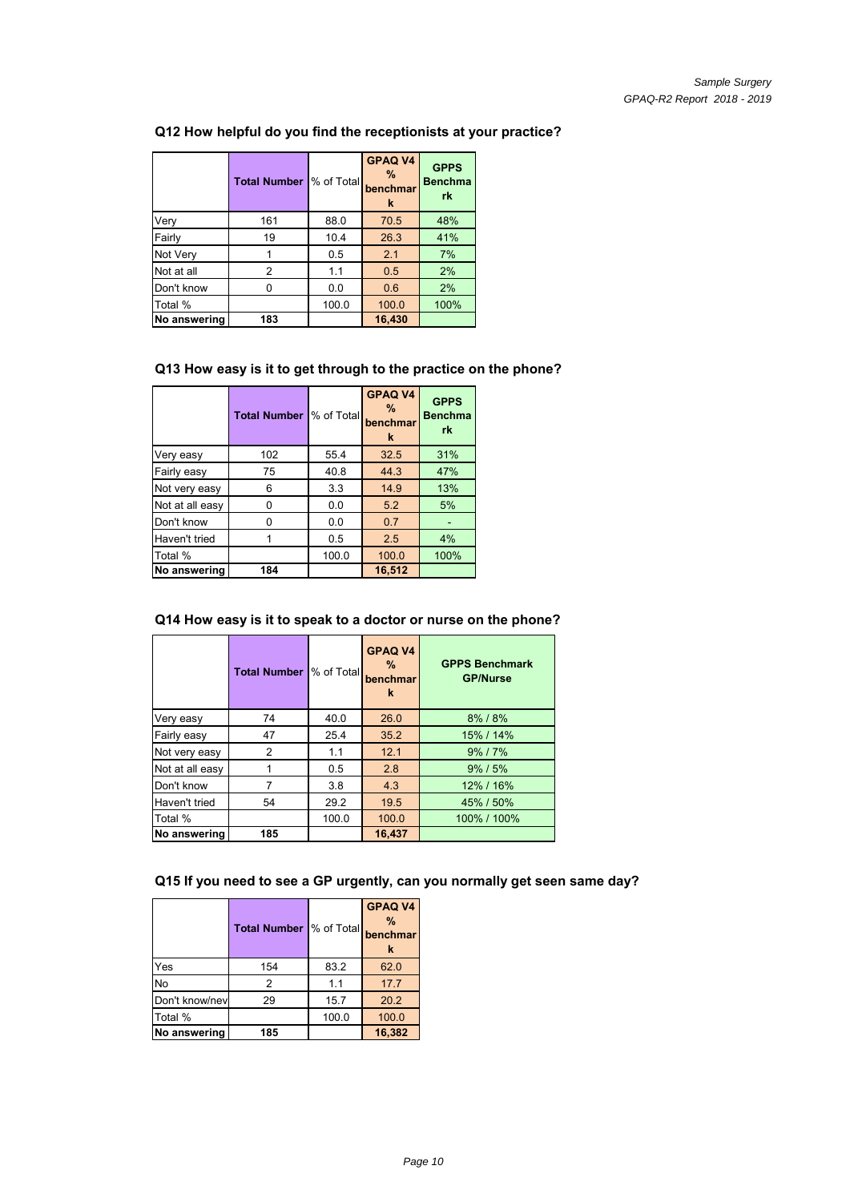### Q12 How helpful do you find the receptionists at your practice?

| | Total Number | % of Total | GPAQ V4 % benchmark | GPPS Benchmark |
|---|---|---|---|---|
| Very | 161 | 88.0 | 70.5 | 48% |
| Fairly | 19 | 10.4 | 26.3 | 41% |
| Not Very | 1 | 0.5 | 2.1 | 7% |
| Not at all | 2 | 1.1 | 0.5 | 2% |
| Don't know | 0 | 0.0 | 0.6 | 2% |
| Total % | | 100.0 | 100.0 | 100% |
| **No answering** | **183** | | **16,430** | |

### Q13 How easy is it to get through to the practice on the phone?

| | Total Number | % of Total | GPAQ V4 % benchmark | GPPS Benchmark |
|---|---|---|---|---|
| Very easy | 102 | 55.4 | 32.5 | 31% |
| Fairly easy | 75 | 40.8 | 44.3 | 47% |
| Not very easy | 6 | 3.3 | 14.9 | 13% |
| Not at all easy | 0 | 0.0 | 5.2 | 5% |
| Don't know | 0 | 0.0 | 0.7 | - |
| Haven't tried | 1 | 0.5 | 2.5 | 4% |
| Total % | | 100.0 | 100.0 | 100% |
| **No answering** | **184** | | **16,512** | |

### Q14 How easy is it to speak to a doctor or nurse on the phone?

| | Total Number | % of Total | GPAQ V4 % benchmark | GPPS Benchmark GP/Nurse |
|---|---|---|---|---|
| Very easy | 74 | 40.0 | 26.0 | 8% / 8% |
| Fairly easy | 47 | 25.4 | 35.2 | 15% / 14% |
| Not very easy | 2 | 1.1 | 12.1 | 9% / 7% |
| Not at all easy | 1 | 0.5 | 2.8 | 9% / 5% |
| Don't know | 7 | 3.8 | 4.3 | 12% / 16% |
| Haven't tried | 54 | 29.2 | 19.5 | 45% / 50% |
| Total % | | 100.0 | 100.0 | 100% / 100% |
| **No answering** | **185** | | **16,437** | |

### Q15 If you need to see a GP urgently, can you normally get seen same day?

| | Total Number | % of Total | GPAQ V4 % benchmark |
|---|---|---|---|
| Yes | 154 | 83.2 | 62.0 |
| No | 2 | 1.1 | 17.7 |
| Don't know/nev | 29 | 15.7 | 20.2 |
| Total % | | 100.0 | 100.0 |
| **No answering** | **185** | | **16,382** |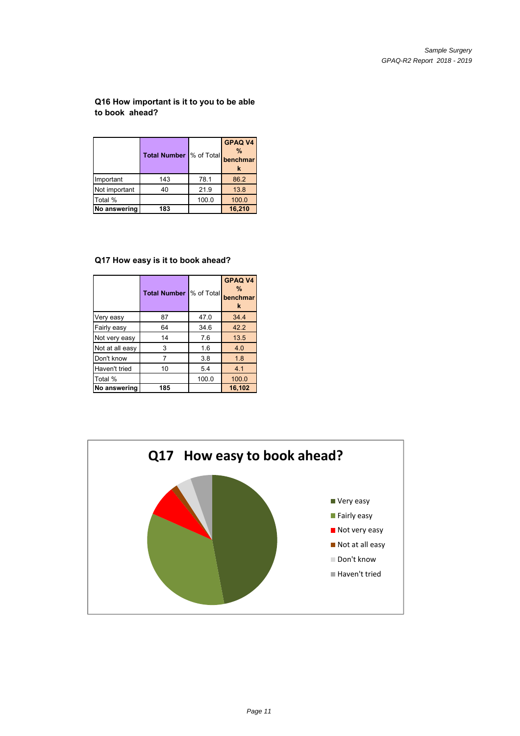**Q16 How important is it to you to be able to book ahead?**

| | Total Number | % of Total | GPAQ V4 % benchmark |
|---|---|---|---|
| Important | 143 | 78.1 | 86.2 |
| Not important | 40 | 21.9 | 13.8 |
| Total % | | 100.0 | 100.0 |
| **No answering** | **183** | | **16,210** |

**Q17 How easy is it to book ahead?**

| | Total Number | % of Total | GPAQ V4 % benchmark |
|---|---|---|---|
| Very easy | 87 | 47.0 | 34.4 |
| Fairly easy | 64 | 34.6 | 42.2 |
| Not very easy | 14 | 7.6 | 13.5 |
| Not at all easy | 3 | 1.6 | 4.0 |
| Don't know | 7 | 3.8 | 1.8 |
| Haven't tried | 10 | 5.4 | 4.1 |
| Total % | | 100.0 | 100.0 |
| **No answering** | **185** | | **16,102** |

**Q17 How easy to book ahead?**

- Very easy
- Fairly easy
- Not very easy
- Not at all easy
- Don't know
- Haven't tried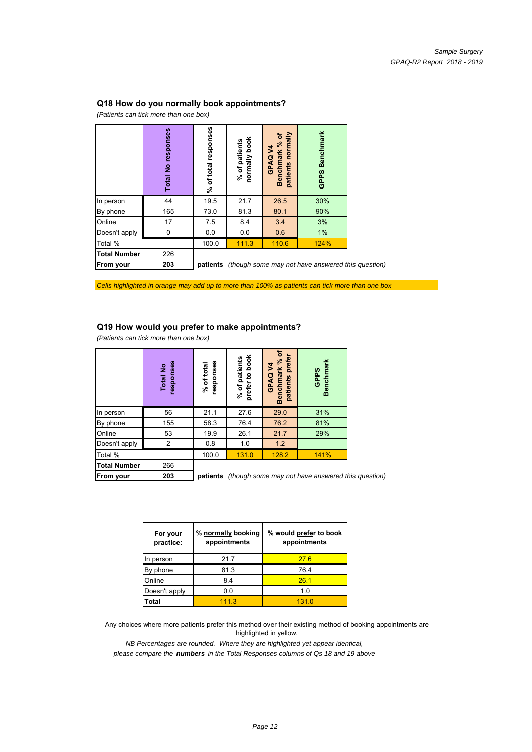## Q18 How do you normally book appointments?

*(Patients can tick more than one box)*

| | Total No responses | % of total responses | % of patients normally book | GPAQ V4 Benchmark % of patients normally | GPPS Benchmark |
|---|---|---|---|---|---|
| In person | 44 | 19.5 | 21.7 | 26.5 | 30% |
| By phone | 165 | 73.0 | 81.3 | 80.1 | 90% |
| Online | 17 | 7.5 | 8.4 | 3.4 | 3% |
| Doesn't apply | 0 | 0.0 | 0.0 | 0.6 | 1% |
| Total % | | 100.0 | 111.3 | 110.6 | 124% |
| **Total Number** | 226 | | | | |
| **From your** | **203** | **patients** *(though some may not have answered this question)* | | | |

*Cells highlighted in orange may add up to more than 100% as patients can tick more than one box*

## Q19 How would you prefer to make appointments?

*(Patients can tick more than one box)*

| | Total No responses | % of total responses | % of patients prefer to book | GPAQ V4 Benchmark % of patients prefer | GPPS Benchmark |
|---|---|---|---|---|---|
| In person | 56 | 21.1 | 27.6 | 29.0 | 31% |
| By phone | 155 | 58.3 | 76.4 | 76.2 | 81% |
| Online | 53 | 19.9 | 26.1 | 21.7 | 29% |
| Doesn't apply | 2 | 0.8 | 1.0 | 1.2 | |
| Total % | | 100.0 | 131.0 | 128.2 | 141% |
| **Total Number** | 266 | | | | |
| **From your** | **203** | **patients** *(though some may not have answered this question)* | | | |

| For your practice: | % normally booking appointments | % would prefer to book appointments |
|---|---|---|
| In person | 21.7 | 27.6 |
| By phone | 81.3 | 76.4 |
| Online | 8.4 | 26.1 |
| Doesn't apply | 0.0 | 1.0 |
| **Total** | 111.3 | 131.0 |

Any choices where more patients prefer this method over their existing method of booking appointments are highlighted in yellow.

*NB Percentages are rounded. Where they are highlighted yet appear identical, please compare the **numbers** in the Total Responses columns of Qs 18 and 19 above*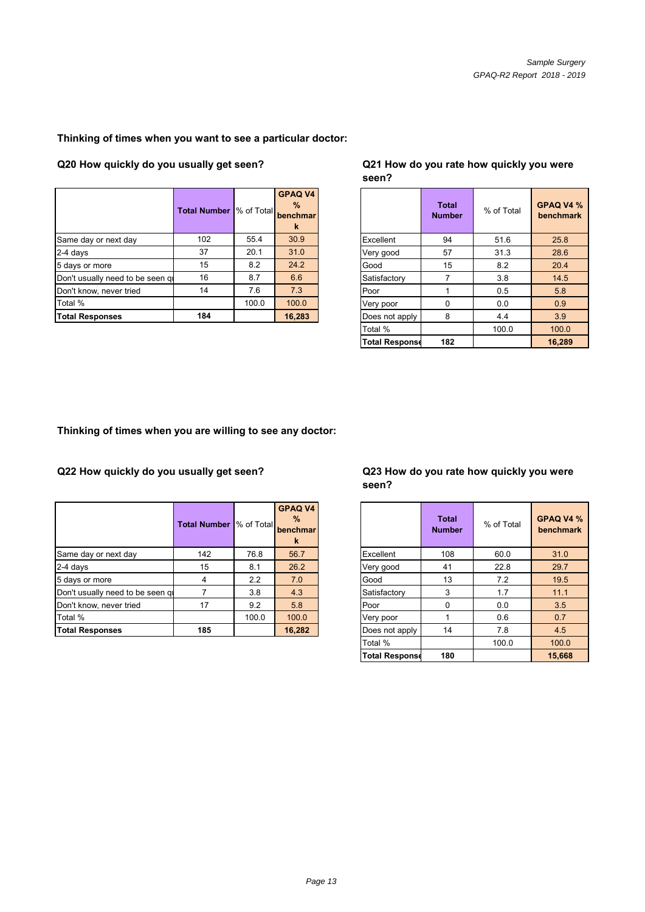## Thinking of times when you want to see a particular doctor:

### Q20 How quickly do you usually get seen?

| | Total Number | % of Total | GPAQ V4 % benchmark |
|---|---|---|---|
| Same day or next day | 102 | 55.4 | 30.9 |
| 2-4 days | 37 | 20.1 | 31.0 |
| 5 days or more | 15 | 8.2 | 24.2 |
| Don't usually need to be seen qu | 16 | 8.7 | 6.6 |
| Don't know, never tried | 14 | 7.6 | 7.3 |
| Total % | | 100.0 | 100.0 |
| **Total Responses** | **184** | | **16,283** |

### Q21 How do you rate how quickly you were seen?

| | Total Number | % of Total | GPAQ V4 % benchmark |
|---|---|---|---|
| Excellent | 94 | 51.6 | 25.8 |
| Very good | 57 | 31.3 | 28.6 |
| Good | 15 | 8.2 | 20.4 |
| Satisfactory | 7 | 3.8 | 14.5 |
| Poor | 1 | 0.5 | 5.8 |
| Very poor | 0 | 0.0 | 0.9 |
| Does not apply | 8 | 4.4 | 3.9 |
| Total % | | 100.0 | 100.0 |
| **Total Response** | **182** | | **16,289** |

## Thinking of times when you are willing to see any doctor:

### Q22 How quickly do you usually get seen?

| | Total Number | % of Total | GPAQ V4 % benchmark |
|---|---|---|---|
| Same day or next day | 142 | 76.8 | 56.7 |
| 2-4 days | 15 | 8.1 | 26.2 |
| 5 days or more | 4 | 2.2 | 7.0 |
| Don't usually need to be seen qu | 7 | 3.8 | 4.3 |
| Don't know, never tried | 17 | 9.2 | 5.8 |
| Total % | | 100.0 | 100.0 |
| **Total Responses** | **185** | | **16,282** |

### Q23 How do you rate how quickly you were seen?

| | Total Number | % of Total | GPAQ V4 % benchmark |
|---|---|---|---|
| Excellent | 108 | 60.0 | 31.0 |
| Very good | 41 | 22.8 | 29.7 |
| Good | 13 | 7.2 | 19.5 |
| Satisfactory | 3 | 1.7 | 11.1 |
| Poor | 0 | 0.0 | 3.5 |
| Very poor | 1 | 0.6 | 0.7 |
| Does not apply | 14 | 7.8 | 4.5 |
| Total % | | 100.0 | 100.0 |
| **Total Response** | **180** | | **15,668** |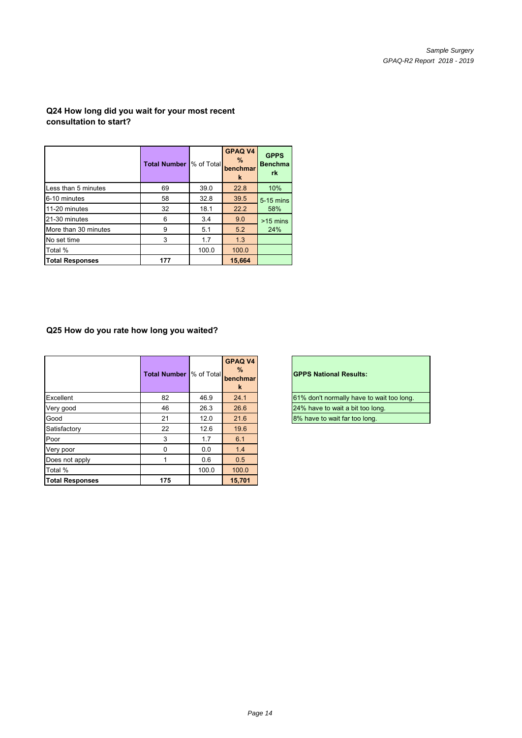**Q24 How long did you wait for your most recent consultation to start?**

| | Total Number | % of Total | GPAQ V4 % benchmark | GPPS Benchmark |
|---|---|---|---|---|
| Less than 5 minutes | 69 | 39.0 | 22.8 | 10% |
| 6-10 minutes | 58 | 32.8 | 39.5 | 5-15 mins 58% |
| 11-20 minutes | 32 | 18.1 | 22.2 | |
| 21-30 minutes | 6 | 3.4 | 9.0 | >15 mins 24% |
| More than 30 minutes | 9 | 5.1 | 5.2 | |
| No set time | 3 | 1.7 | 1.3 | |
| Total % | | 100.0 | 100.0 | |
| **Total Responses** | **177** | | **15,664** | |

**Q25 How do you rate how long you waited?**

| | Total Number | % of Total | GPAQ V4 % benchmark |
|---|---|---|---|
| Excellent | 82 | 46.9 | 24.1 |
| Very good | 46 | 26.3 | 26.6 |
| Good | 21 | 12.0 | 21.6 |
| Satisfactory | 22 | 12.6 | 19.6 |
| Poor | 3 | 1.7 | 6.1 |
| Very poor | 0 | 0.0 | 1.4 |
| Does not apply | 1 | 0.6 | 0.5 |
| Total % | | 100.0 | 100.0 |
| **Total Responses** | **175** | | **15,701** |

| **GPPS National Results:** |
|---|
| 61% don't normally have to wait too long. |
| 24% have to wait a bit too long. |
| 8% have to wait far too long. |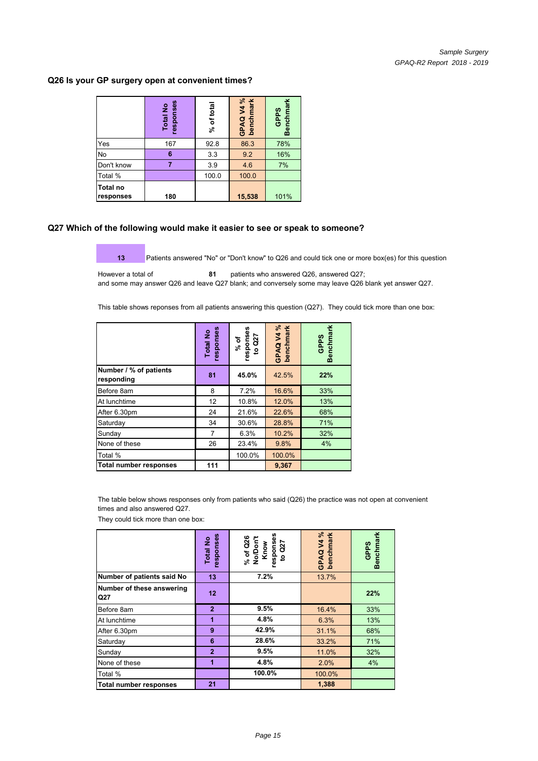## Q26 Is your GP surgery open at convenient times?

| | Total No responses | % of total | GPAQ V4 % benchmark | GPPS Benchmark |
|---|---|---|---|---|
| Yes | 167 | 92.8 | 86.3 | 78% |
| No | 6 | 3.3 | 9.2 | 16% |
| Don't know | 7 | 3.9 | 4.6 | 7% |
| Total % | | 100.0 | 100.0 | |
| **Total no responses** | **180** | | **15,538** | 101% |

## Q27 Which of the following would make it easier to see or speak to someone?

**13** Patients answered "No" or "Don't know" to Q26 and could tick one or more box(es) for this question

However a total of **81** patients who answered Q26, answered Q27;
and some may answer Q26 and leave Q27 blank; and conversely some may leave Q26 blank yet answer Q27.

This table shows reponses from all patients answering this question (Q27). They could tick more than one box:

| | Total No responses | % of responses to Q27 | GPAQ V4 % benchmark | GPPS Benchmark |
|---|---|---|---|---|
| **Number / % of patients responding** | **81** | **45.0%** | 42.5% | **22%** |
| Before 8am | 8 | 7.2% | 16.6% | 33% |
| At lunchtime | 12 | 10.8% | 12.0% | 13% |
| After 6.30pm | 24 | 21.6% | 22.6% | 68% |
| Saturday | 34 | 30.6% | 28.8% | 71% |
| Sunday | 7 | 6.3% | 10.2% | 32% |
| None of these | 26 | 23.4% | 9.8% | 4% |
| Total % | | 100.0% | 100.0% | |
| **Total number responses** | **111** | | **9,367** | |

The table below shows responses only from patients who said (Q26) the practice was not open at convenient times and also answered Q27.
They could tick more than one box:

| | Total No responses | % of Q26 No/Don't Know responses to Q27 | GPAQ V4 % benchmark | GPPS Benchmark |
|---|---|---|---|---|
| **Number of patients said No** | **13** | **7.2%** | 13.7% | |
| **Number of these answering Q27** | **12** | | | **22%** |
| Before 8am | **2** | **9.5%** | 16.4% | 33% |
| At lunchtime | **1** | **4.8%** | 6.3% | 13% |
| After 6.30pm | **9** | **42.9%** | 31.1% | 68% |
| Saturday | **6** | **28.6%** | 33.2% | 71% |
| Sunday | **2** | **9.5%** | 11.0% | 32% |
| None of these | **1** | **4.8%** | 2.0% | 4% |
| Total % | | **100.0%** | 100.0% | |
| **Total number responses** | **21** | | **1,388** | |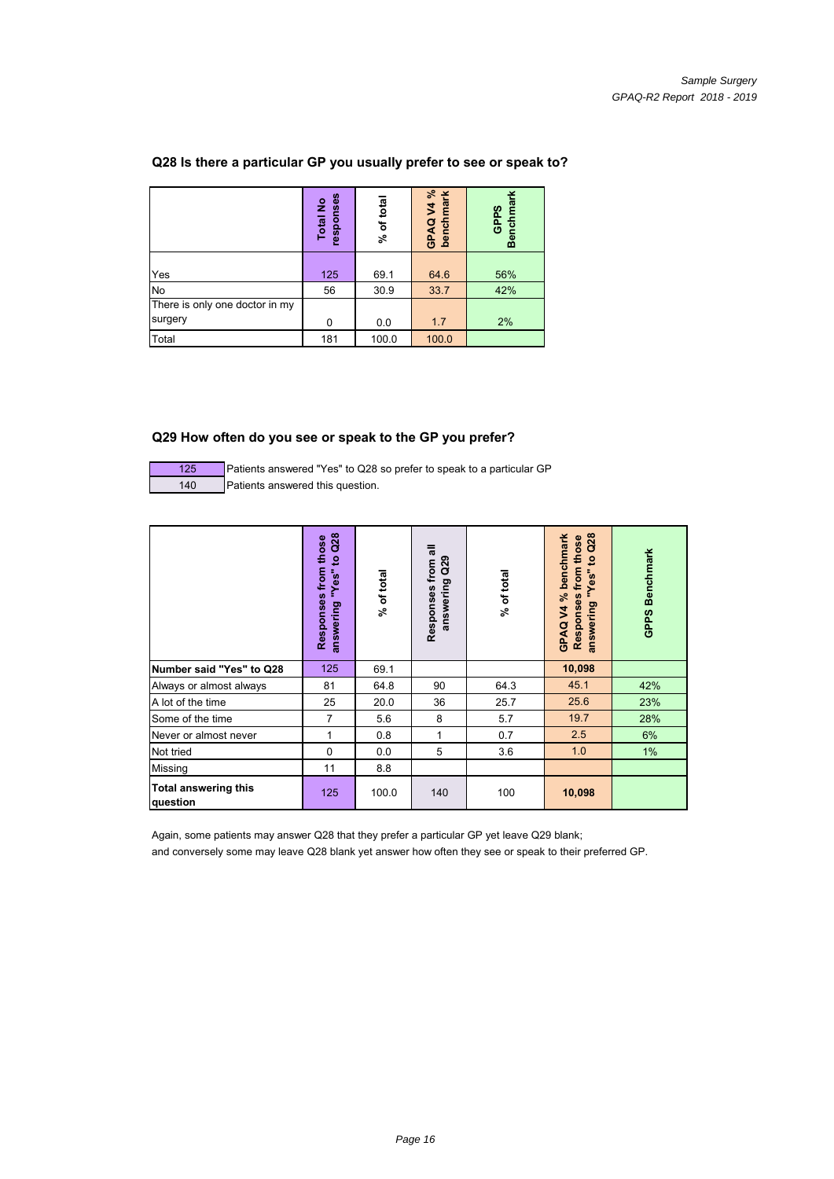## Q28 Is there a particular GP you usually prefer to see or speak to?

| | Total No responses | % of total | GPAQ V4 % benchmark | GPPS Benchmark |
|---|---|---|---|---|
| Yes | 125 | 69.1 | 64.6 | 56% |
| No | 56 | 30.9 | 33.7 | 42% |
| There is only one doctor in my surgery | 0 | 0.0 | 1.7 | 2% |
| Total | 181 | 100.0 | 100.0 | |

## Q29 How often do you see or speak to the GP you prefer?

| | |
|---|---|
| 125 | Patients answered "Yes" to Q28 so prefer to speak to a particular GP |
| 140 | Patients answered this question. |

| | Responses from those answering "Yes" to Q28 | % of total | Responses from all answering Q29 | % of total | GPAQ V4 % benchmark Responses from those answering "Yes" to Q28 | GPPS Benchmark |
|---|---|---|---|---|---|---|
| **Number said "Yes" to Q28** | 125 | 69.1 | | | **10,098** | |
| Always or almost always | 81 | 64.8 | 90 | 64.3 | 45.1 | 42% |
| A lot of the time | 25 | 20.0 | 36 | 25.7 | 25.6 | 23% |
| Some of the time | 7 | 5.6 | 8 | 5.7 | 19.7 | 28% |
| Never or almost never | 1 | 0.8 | 1 | 0.7 | 2.5 | 6% |
| Not tried | 0 | 0.0 | 5 | 3.6 | 1.0 | 1% |
| Missing | 11 | 8.8 | | | | |
| **Total answering this question** | 125 | 100.0 | 140 | 100 | **10,098** | |

Again, some patients may answer Q28 that they prefer a particular GP yet leave Q29 blank;
and conversely some may leave Q28 blank yet answer how often they see or speak to their preferred GP.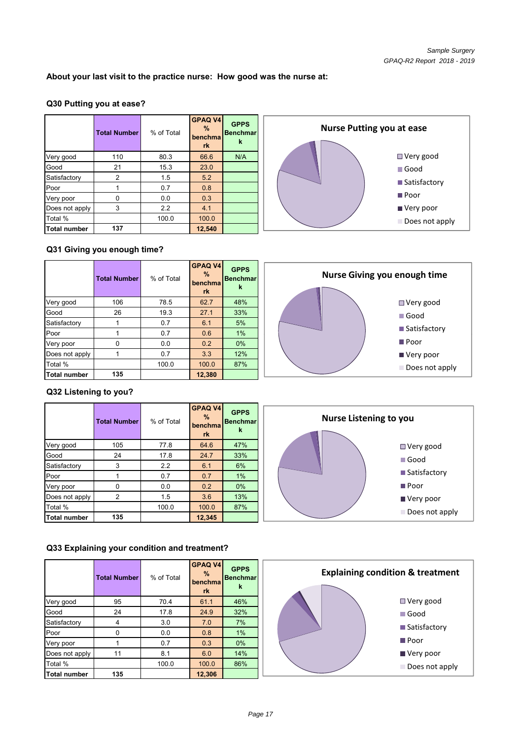About your last visit to the practice nurse: How good was the nurse at:

### Q30 Putting you at ease?

| | Total Number | % of Total | GPAQ V4 % benchmark | GPPS Benchmark |
|---|---|---|---|---|
| Very good | 110 | 80.3 | 66.6 | N/A |
| Good | 21 | 15.3 | 23.0 | |
| Satisfactory | 2 | 1.5 | 5.2 | |
| Poor | 1 | 0.7 | 0.8 | |
| Very poor | 0 | 0.0 | 0.3 | |
| Does not apply | 3 | 2.2 | 4.1 | |
| Total % | | 100.0 | 100.0 | |
| **Total number** | **137** | | **12,540** | |

Nurse Putting you at ease

### Q31 Giving you enough time?

| | Total Number | % of Total | GPAQ V4 % benchmark | GPPS Benchmark |
|---|---|---|---|---|
| Very good | 106 | 78.5 | 62.7 | 48% |
| Good | 26 | 19.3 | 27.1 | 33% |
| Satisfactory | 1 | 0.7 | 6.1 | 5% |
| Poor | 1 | 0.7 | 0.6 | 1% |
| Very poor | 0 | 0.0 | 0.2 | 0% |
| Does not apply | 1 | 0.7 | 3.3 | 12% |
| Total % | | 100.0 | 100.0 | 87% |
| **Total number** | **135** | | **12,380** | |

Nurse Giving you enough time

### Q32 Listening to you?

| | Total Number | % of Total | GPAQ V4 % benchmark | GPPS Benchmark |
|---|---|---|---|---|
| Very good | 105 | 77.8 | 64.6 | 47% |
| Good | 24 | 17.8 | 24.7 | 33% |
| Satisfactory | 3 | 2.2 | 6.1 | 6% |
| Poor | 1 | 0.7 | 0.7 | 1% |
| Very poor | 0 | 0.0 | 0.2 | 0% |
| Does not apply | 2 | 1.5 | 3.6 | 13% |
| Total % | | 100.0 | 100.0 | 87% |
| **Total number** | **135** | | **12,345** | |

Nurse Listening to you

### Q33 Explaining your condition and treatment?

| | Total Number | % of Total | GPAQ V4 % benchmark | GPPS Benchmark |
|---|---|---|---|---|
| Very good | 95 | 70.4 | 61.1 | 46% |
| Good | 24 | 17.8 | 24.9 | 32% |
| Satisfactory | 4 | 3.0 | 7.0 | 7% |
| Poor | 0 | 0.0 | 0.8 | 1% |
| Very poor | 1 | 0.7 | 0.3 | 0% |
| Does not apply | 11 | 8.1 | 6.0 | 14% |
| Total % | | 100.0 | 100.0 | 86% |
| **Total number** | **135** | | **12,306** | |

Explaining condition & treatment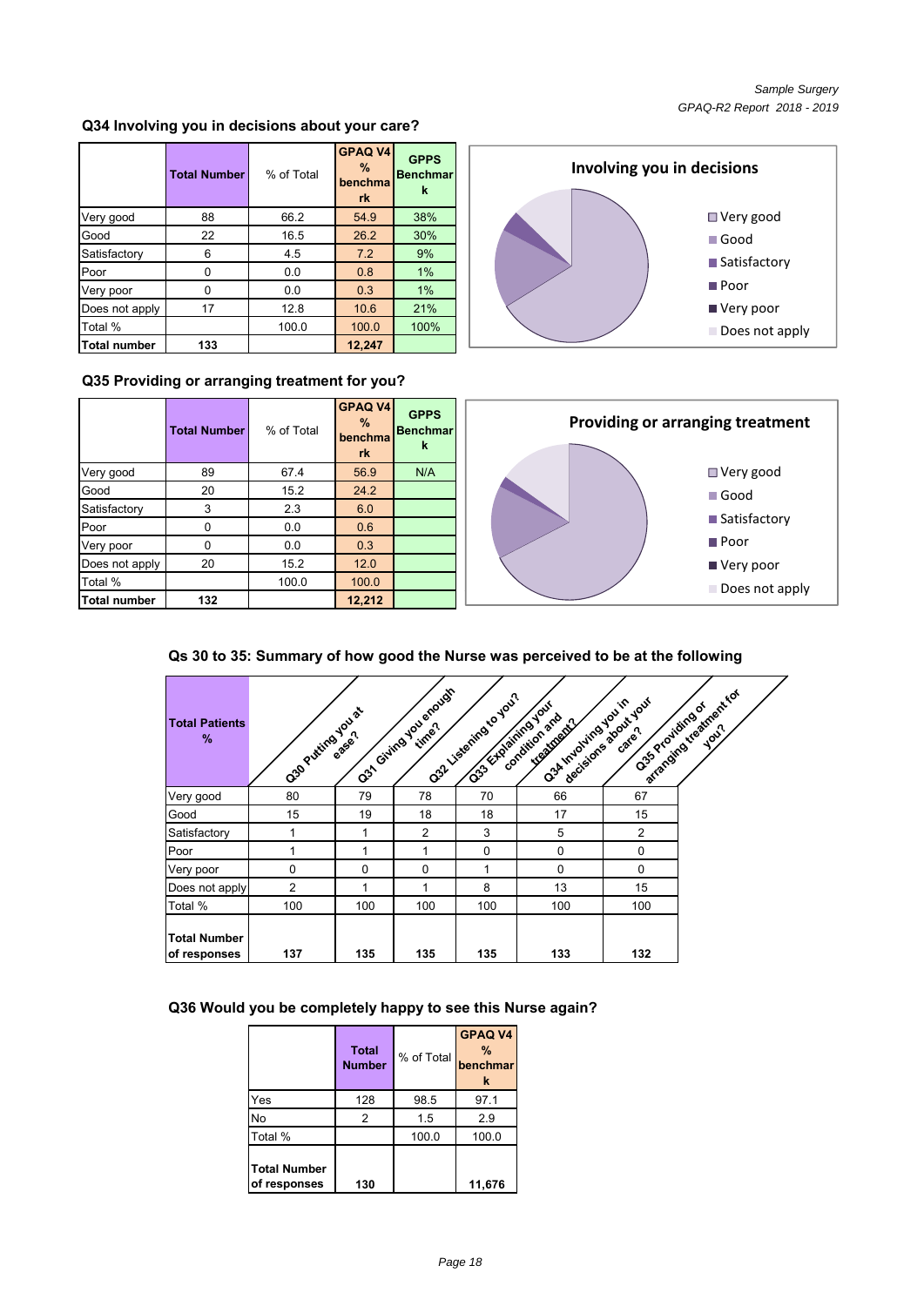## Q34 Involving you in decisions about your care?

| | Total Number | % of Total | GPAQ V4 % benchmark | GPPS Benchmark |
|---|---|---|---|---|
| Very good | 88 | 66.2 | 54.9 | 38% |
| Good | 22 | 16.5 | 26.2 | 30% |
| Satisfactory | 6 | 4.5 | 7.2 | 9% |
| Poor | 0 | 0.0 | 0.8 | 1% |
| Very poor | 0 | 0.0 | 0.3 | 1% |
| Does not apply | 17 | 12.8 | 10.6 | 21% |
| Total % | | 100.0 | 100.0 | 100% |
| **Total number** | **133** | | **12,247** | |

**Involving you in decisions**

- Very good
- Good
- Satisfactory
- Poor
- Very poor
- Does not apply

## Q35 Providing or arranging treatment for you?

| | Total Number | % of Total | GPAQ V4 % benchmark | GPPS Benchmark |
|---|---|---|---|---|
| Very good | 89 | 67.4 | 56.9 | N/A |
| Good | 20 | 15.2 | 24.2 | |
| Satisfactory | 3 | 2.3 | 6.0 | |
| Poor | 0 | 0.0 | 0.6 | |
| Very poor | 0 | 0.0 | 0.3 | |
| Does not apply | 20 | 15.2 | 12.0 | |
| Total % | | 100.0 | 100.0 | |
| **Total number** | **132** | | **12,212** | |

**Providing or arranging treatment**

- Very good
- Good
- Satisfactory
- Poor
- Very poor
- Does not apply

## Qs 30 to 35: Summary of how good the Nurse was perceived to be at the following

| Total Patients % | Q30 Putting you at ease? | Q31 Giving you enough time? | Q32 Listening to you? | Q33 Explaining your condition and treatment? | Q34 Involving you in decisions about your care? | Q35 Providing or arranging treatment for you? |
|---|---|---|---|---|---|---|
| Very good | 80 | 79 | 78 | 70 | 66 | 67 |
| Good | 15 | 19 | 18 | 18 | 17 | 15 |
| Satisfactory | 1 | 1 | 2 | 3 | 5 | 2 |
| Poor | 1 | 1 | 1 | 0 | 0 | 0 |
| Very poor | 0 | 0 | 0 | 1 | 0 | 0 |
| Does not apply | 2 | 1 | 1 | 8 | 13 | 15 |
| Total % | 100 | 100 | 100 | 100 | 100 | 100 |
| **Total Number of responses** | **137** | **135** | **135** | **135** | **133** | **132** |

## Q36 Would you be completely happy to see this Nurse again?

| | Total Number | % of Total | GPAQ V4 % benchmark |
|---|---|---|---|
| Yes | 128 | 98.5 | 97.1 |
| No | 2 | 1.5 | 2.9 |
| Total % | | 100.0 | 100.0 |
| **Total Number of responses** | **130** | | **11,676** |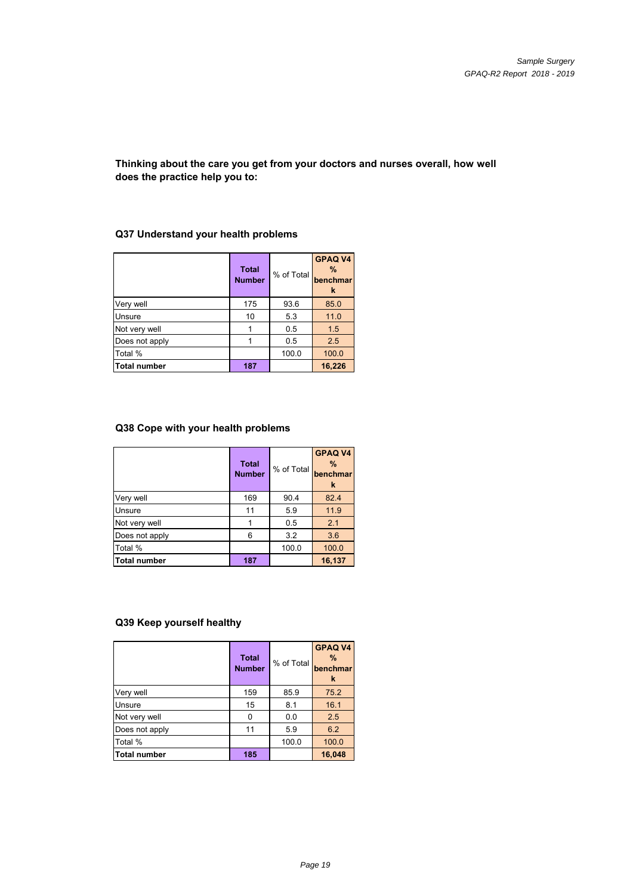**Thinking about the care you get from your doctors and nurses overall, how well does the practice help you to:**

### Q37 Understand your health problems

| | Total Number | % of Total | GPAQ V4 % benchmark |
|---|---|---|---|
| Very well | 175 | 93.6 | 85.0 |
| Unsure | 10 | 5.3 | 11.0 |
| Not very well | 1 | 0.5 | 1.5 |
| Does not apply | 1 | 0.5 | 2.5 |
| Total % | | 100.0 | 100.0 |
| **Total number** | **187** | | **16,226** |

### Q38 Cope with your health problems

| | Total Number | % of Total | GPAQ V4 % benchmark |
|---|---|---|---|
| Very well | 169 | 90.4 | 82.4 |
| Unsure | 11 | 5.9 | 11.9 |
| Not very well | 1 | 0.5 | 2.1 |
| Does not apply | 6 | 3.2 | 3.6 |
| Total % | | 100.0 | 100.0 |
| **Total number** | **187** | | **16,137** |

### Q39 Keep yourself healthy

| | Total Number | % of Total | GPAQ V4 % benchmark |
|---|---|---|---|
| Very well | 159 | 85.9 | 75.2 |
| Unsure | 15 | 8.1 | 16.1 |
| Not very well | 0 | 0.0 | 2.5 |
| Does not apply | 11 | 5.9 | 6.2 |
| Total % | | 100.0 | 100.0 |
| **Total number** | **185** | | **16,048** |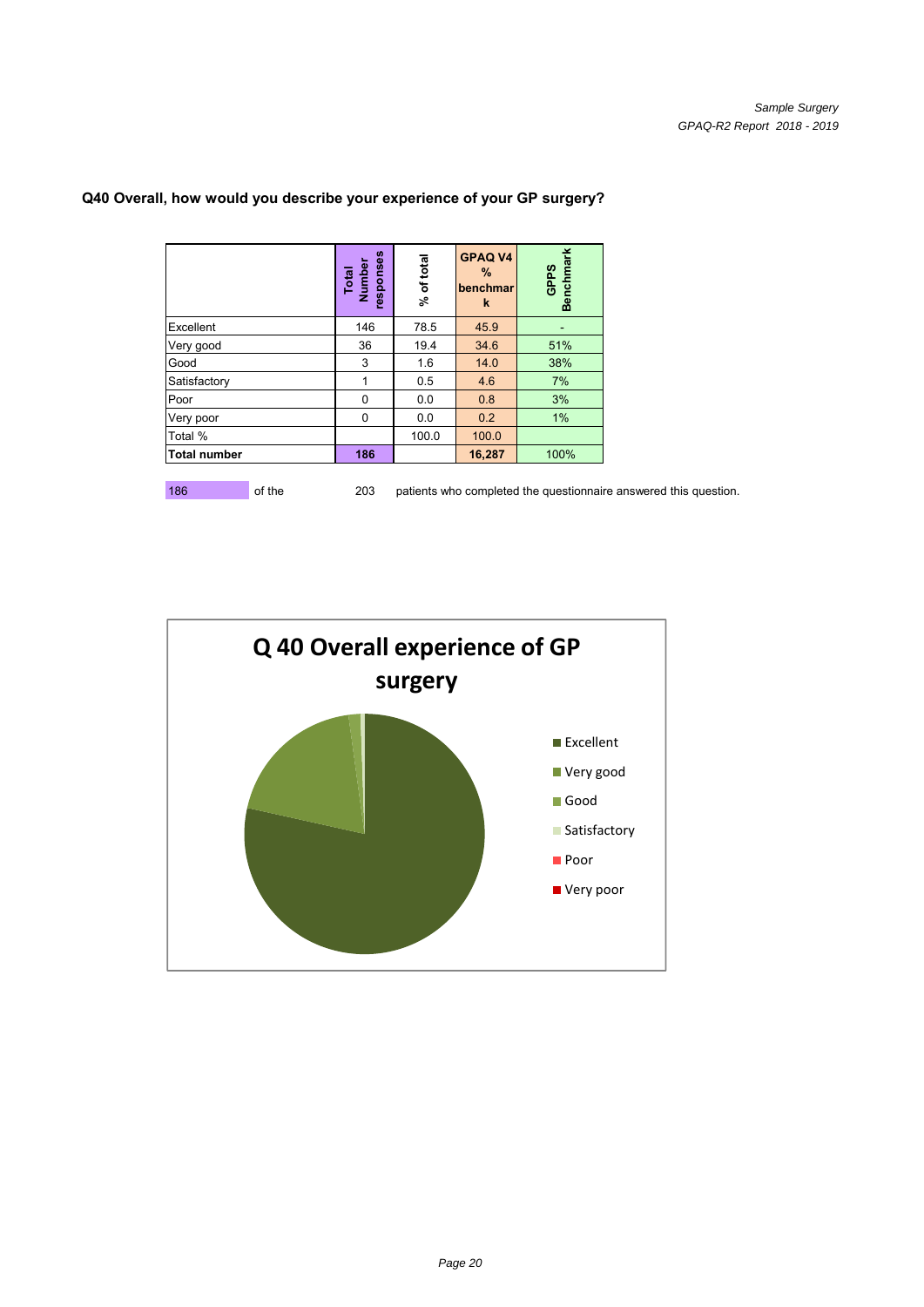**Q40 Overall, how would you describe your experience of your GP surgery?**

| | Total Number responses | % of total | GPAQ V4 % benchmark | GPPS Benchmark |
|---|---|---|---|---|
| Excellent | 146 | 78.5 | 45.9 | - |
| Very good | 36 | 19.4 | 34.6 | 51% |
| Good | 3 | 1.6 | 14.0 | 38% |
| Satisfactory | 1 | 0.5 | 4.6 | 7% |
| Poor | 0 | 0.0 | 0.8 | 3% |
| Very poor | 0 | 0.0 | 0.2 | 1% |
| Total % | | 100.0 | 100.0 | |
| **Total number** | **186** | | **16,287** | 100% |

186 of the 203 patients who completed the questionnaire answered this question.

**Q 40 Overall experience of GP surgery**

- Excellent
- Very good
- Good
- Satisfactory
- Poor
- Very poor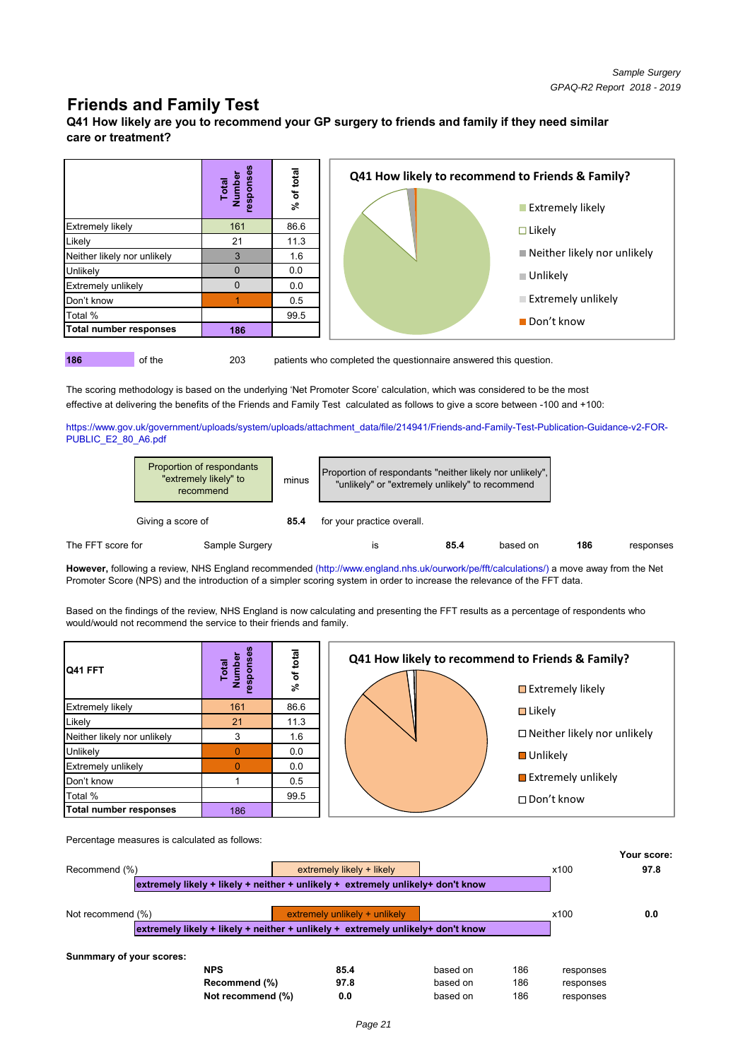# Friends and Family Test

**Q41 How likely are you to recommend your GP surgery to friends and family if they need similar care or treatment?**

| | Total Number responses | % of total |
|---|---|---|
| Extremely likely | 161 | 86.6 |
| Likely | 21 | 11.3 |
| Neither likely nor unlikely | 3 | 1.6 |
| Unlikely | 0 | 0.0 |
| Extremely unlikely | 0 | 0.0 |
| Don't know | 1 | 0.5 |
| Total % | | 99.5 |
| **Total number responses** | **186** | |

**Q41 How likely to recommend to Friends & Family?**

- Extremely likely
- Likely
- Neither likely nor unlikely
- Unlikely
- Extremely unlikely
- Don't know

**186** of the 203 patients who completed the questionnaire answered this question.

The scoring methodology is based on the underlying 'Net Promoter Score' calculation, which was considered to be the most effective at delivering the benefits of the Friends and Family Test calculated as follows to give a score between -100 and +100:

https://www.gov.uk/government/uploads/system/uploads/attachment_data/file/214941/Friends-and-Family-Test-Publication-Guidance-v2-FOR-PUBLIC_E2_80_A6.pdf

| Proportion of respondants "extremely likely" to recommend | minus | Proportion of respondants "neither likely nor unlikely", "unlikely" or "extremely unlikely" to recommend |
|---|---|---|

Giving a score of **85.4** for your practice overall.

The FFT score for Sample Surgery is **85.4** based on **186** responses

**However,** following a review, NHS England recommended (http://www.england.nhs.uk/ourwork/pe/fft/calculations/) a move away from the Net Promoter Score (NPS) and the introduction of a simpler scoring system in order to increase the relevance of the FFT data.

Based on the findings of the review, NHS England is now calculating and presenting the FFT results as a percentage of respondents who would/would not recommend the service to their friends and family.

| **Q41 FFT** | Total Number responses | % of total |
|---|---|---|
| Extremely likely | 161 | 86.6 |
| Likely | 21 | 11.3 |
| Neither likely nor unlikely | 3 | 1.6 |
| Unlikely | 0 | 0.0 |
| Extremely unlikely | 0 | 0.0 |
| Don't know | 1 | 0.5 |
| Total % | | 99.5 |
| **Total number responses** | 186 | |

**Q41 How likely to recommend to Friends & Family?**

- Extremely likely
- Likely
- Neither likely nor unlikely
- Unlikely
- Extremely unlikely
- Don't know

Percentage measures is calculated as follows:

| | Formula | | Your score: |
|---|---|---|---|
| Recommend (%) | extremely likely + likely / **extremely likely + likely + neither + unlikely + extremely unlikely+ don't know** | x100 | **97.8** |
| Not recommend (%) | extremely unlikely + unlikely / **extremely likely + likely + neither + unlikely + extremely unlikely+ don't know** | x100 | **0.0** |

**Sunmmary of your scores:**

| | | | | |
|---|---|---|---|---|
| **NPS** | **85.4** | based on | 186 | responses |
| **Recommend (%)** | **97.8** | based on | 186 | responses |
| **Not recommend (%)** | **0.0** | based on | 186 | responses |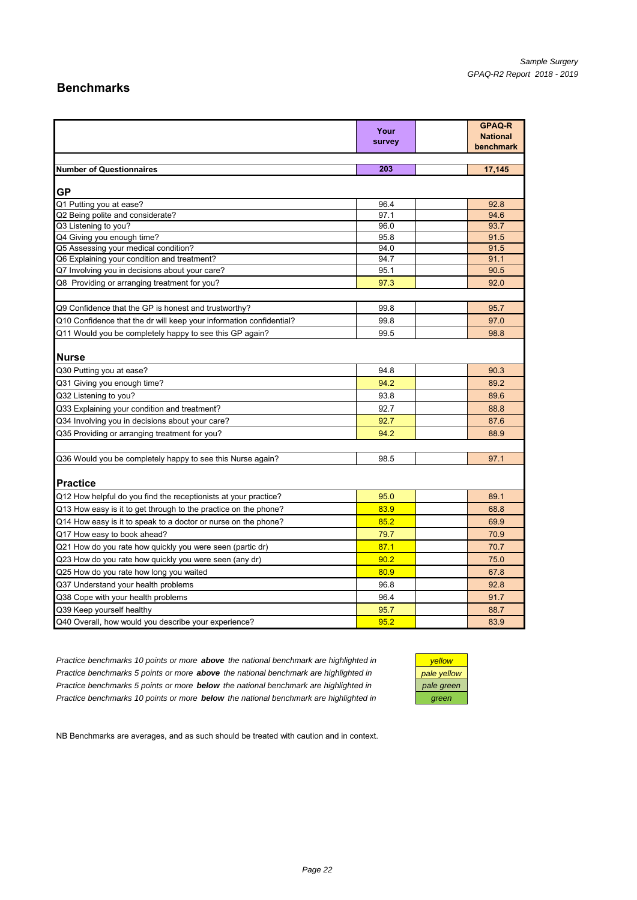## Benchmarks

| | Your survey | | GPAQ-R National benchmark |
|---|---|---|---|
| **Number of Questionnaires** | **203** | | **17,145** |
| **GP** | | | |
| Q1 Putting you at ease? | 96.4 | | 92.8 |
| Q2 Being polite and considerate? | 97.1 | | 94.6 |
| Q3 Listening to you? | 96.0 | | 93.7 |
| Q4 Giving you enough time? | 95.8 | | 91.5 |
| Q5 Assessing your medical condition? | 94.0 | | 91.5 |
| Q6 Explaining your condition and treatment? | 94.7 | | 91.1 |
| Q7 Involving you in decisions about your care? | 95.1 | | 90.5 |
| Q8 Providing or arranging treatment for you? | 97.3 | | 92.0 |
| Q9 Confidence that the GP is honest and trustworthy? | 99.8 | | 95.7 |
| Q10 Confidence that the dr will keep your information confidential? | 99.8 | | 97.0 |
| Q11 Would you be completely happy to see this GP again? | 99.5 | | 98.8 |
| **Nurse** | | | |
| Q30 Putting you at ease? | 94.8 | | 90.3 |
| Q31 Giving you enough time? | 94.2 | | 89.2 |
| Q32 Listening to you? | 93.8 | | 89.6 |
| Q33 Explaining your condition and treatment? | 92.7 | | 88.8 |
| Q34 Involving you in decisions about your care? | 92.7 | | 87.6 |
| Q35 Providing or arranging treatment for you? | 94.2 | | 88.9 |
| Q36 Would you be completely happy to see this Nurse again? | 98.5 | | 97.1 |
| **Practice** | | | |
| Q12 How helpful do you find the receptionists at your practice? | 95.0 | | 89.1 |
| Q13 How easy is it to get through to the practice on the phone? | 83.9 | | 68.8 |
| Q14 How easy is it to speak to a doctor or nurse on the phone? | 85.2 | | 69.9 |
| Q17 How easy to book ahead? | 79.7 | | 70.9 |
| Q21 How do you rate how quickly you were seen (partic dr) | 87.1 | | 70.7 |
| Q23 How do you rate how quickly you were seen (any dr) | 90.2 | | 75.0 |
| Q25 How do you rate how long you waited | 80.9 | | 67.8 |
| Q37 Understand your health problems | 96.8 | | 92.8 |
| Q38 Cope with your health problems | 96.4 | | 91.7 |
| Q39 Keep yourself healthy | 95.7 | | 88.7 |
| Q40 Overall, how would you describe your experience? | 95.2 | | 83.9 |

*Practice benchmarks 10 points or more **above** the national benchmark are highlighted in* *yellow*
*Practice benchmarks 5 points or more **above** the national benchmark are highlighted in* *pale yellow*
*Practice benchmarks 5 points or more **below** the national benchmark are highlighted in* *pale green*
*Practice benchmarks 10 points or more **below** the national benchmark are highlighted in* *green*

NB Benchmarks are averages, and as such should be treated with caution and in context.